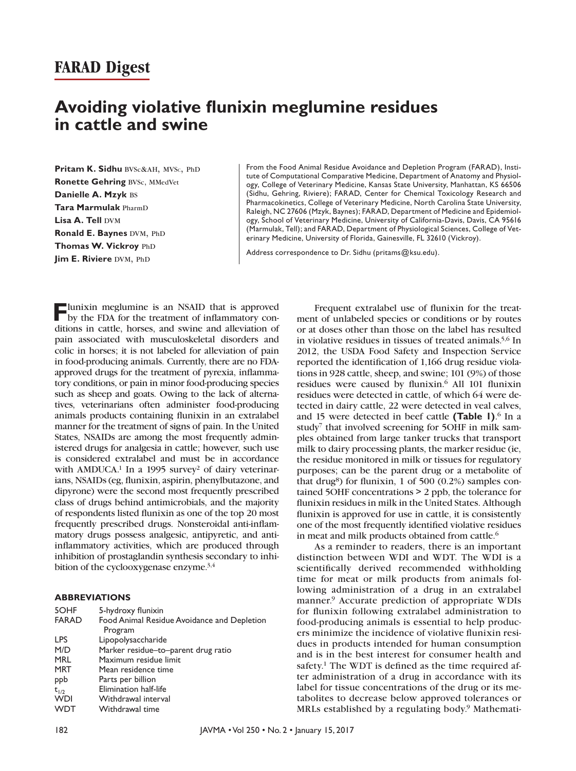## FARAD Digest

# Avoiding violative flunixin meglumine residues in cattle and swine

**Pritam K. Sidhu** BVSc&AH, MVSc, PhD
**Ronette Gehring** BVSc, MMedVet
**Danielle A. Mzyk** BS
**Tara Marmulak** PharmD
**Lisa A. Tell** DVM
**Ronald E. Baynes** DVM, PhD
**Thomas W. Vickroy** PhD
**Jim E. Riviere** DVM, PhD

From the Food Animal Residue Avoidance and Depletion Program (FARAD), Institute of Computational Comparative Medicine, Department of Anatomy and Physiology, College of Veterinary Medicine, Kansas State University, Manhattan, KS 66506 (Sidhu, Gehring, Riviere); FARAD, Center for Chemical Toxicology Research and Pharmacokinetics, College of Veterinary Medicine, North Carolina State University, Raleigh, NC 27606 (Mzyk, Baynes); FARAD, Department of Medicine and Epidemiology, School of Veterinary Medicine, University of California-Davis, Davis, CA 95616 (Marmulak, Tell); and FARAD, Department of Physiological Sciences, College of Veterinary Medicine, University of Florida, Gainesville, FL 32610 (Vickroy).

Address correspondence to Dr. Sidhu (pritams@ksu.edu).

Flunixin meglumine is an NSAID that is approved by the FDA for the treatment of inflammatory conditions in cattle, horses, and swine and alleviation of pain associated with musculoskeletal disorders and colic in horses; it is not labeled for alleviation of pain in food-producing animals. Currently, there are no FDA-approved drugs for the treatment of pyrexia, inflammatory conditions, or pain in minor food-producing species such as sheep and goats. Owing to the lack of alternatives, veterinarians often administer food-producing animals products containing flunixin in an extralabel manner for the treatment of signs of pain. In the United States, NSAIDs are among the most frequently administered drugs for analgesia in cattle; however, such use is considered extralabel and must be in accordance with AMDUCA.[1] In a 1995 survey[2] of dairy veterinarians, NSAIDs (eg, flunixin, aspirin, phenylbutazone, and dipyrone) were the second most frequently prescribed class of drugs behind antimicrobials, and the majority of respondents listed flunixin as one of the top 20 most frequently prescribed drugs. Nonsteroidal anti-inflammatory drugs possess analgesic, antipyretic, and anti-inflammatory activities, which are produced through inhibition of prostaglandin synthesis secondary to inhibition of the cyclooxygenase enzyme.[3,4]

### ABBREVIATIONS

| | |
|---|---|
| 5OHF | 5-hydroxy flunixin |
| FARAD | Food Animal Residue Avoidance and Depletion Program |
| LPS | Lipopolysaccharide |
| M/D | Marker residue–to–parent drug ratio |
| MRL | Maximum residue limit |
| MRT | Mean residence time |
| ppb | Parts per billion |
| $t_{1/2}$ | Elimination half-life |
| WDI | Withdrawal interval |
| WDT | Withdrawal time |

Frequent extralabel use of flunixin for the treatment of unlabeled species or conditions or by routes or at doses other than those on the label has resulted in violative residues in tissues of treated animals.[5,6] In 2012, the USDA Food Safety and Inspection Service reported the identification of 1,166 drug residue violations in 928 cattle, sheep, and swine; 101 (9%) of those residues were caused by flunixin.[6] All 101 flunixin residues were detected in cattle, of which 64 were detected in dairy cattle, 22 were detected in veal calves, and 15 were detected in beef cattle **(Table 1)**.[6] In a study[7] that involved screening for 5OHF in milk samples obtained from large tanker trucks that transport milk to dairy processing plants, the marker residue (ie, the residue monitored in milk or tissues for regulatory purposes; can be the parent drug or a metabolite of that drug[8]) for flunixin, 1 of 500 (0.2%) samples contained 5OHF concentrations > 2 ppb, the tolerance for flunixin residues in milk in the United States. Although flunixin is approved for use in cattle, it is consistently one of the most frequently identified violative residues in meat and milk products obtained from cattle.[6]

As a reminder to readers, there is an important distinction between WDI and WDT. The WDI is a scientifically derived recommended withholding time for meat or milk products from animals following administration of a drug in an extralabel manner.[9] Accurate prediction of appropriate WDIs for flunixin following extralabel administration to food-producing animals is essential to help producers minimize the incidence of violative flunixin residues in products intended for human consumption and is in the best interest for consumer health and safety.[1] The WDT is defined as the time required after administration of a drug in accordance with its label for tissue concentrations of the drug or its metabolites to decrease below approved tolerances or MRLs established by a regulating body.[9] Mathemati-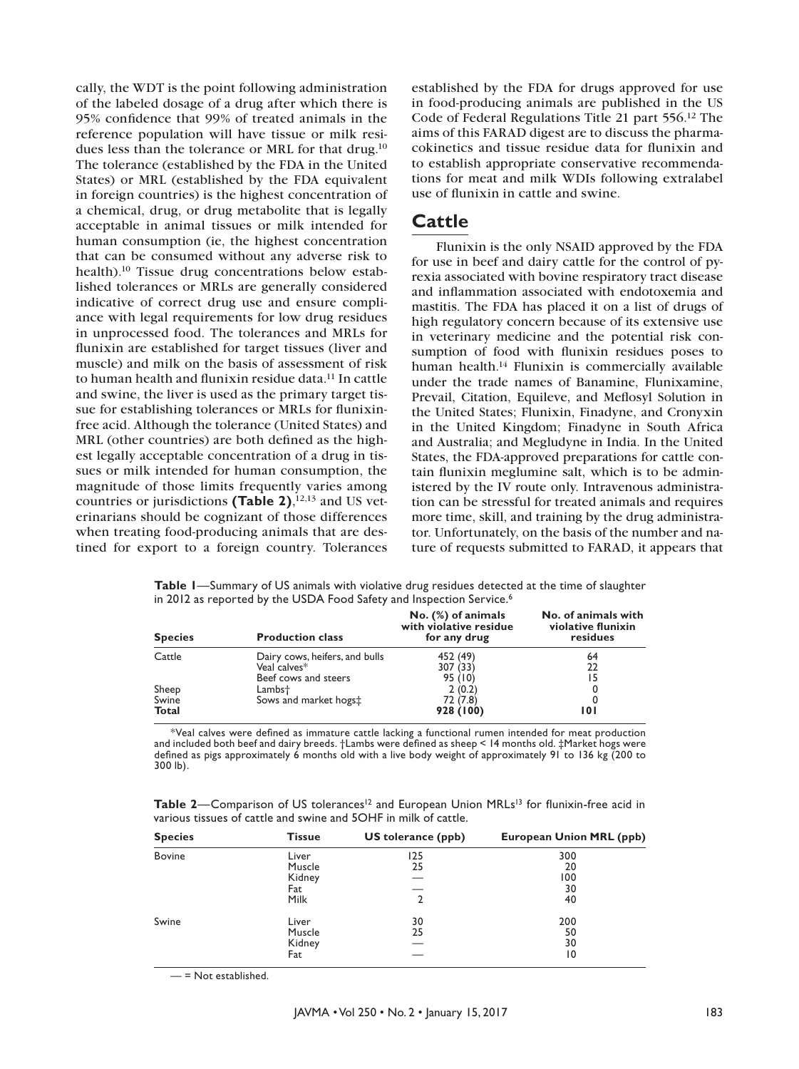cally, the WDT is the point following administration of the labeled dosage of a drug after which there is 95% confidence that 99% of treated animals in the reference population will have tissue or milk residues less than the tolerance or MRL for that drug.[10] The tolerance (established by the FDA in the United States) or MRL (established by the FDA equivalent in foreign countries) is the highest concentration of a chemical, drug, or drug metabolite that is legally acceptable in animal tissues or milk intended for human consumption (ie, the highest concentration that can be consumed without any adverse risk to health).[10] Tissue drug concentrations below established tolerances or MRLs are generally considered indicative of correct drug use and ensure compliance with legal requirements for low drug residues in unprocessed food. The tolerances and MRLs for flunixin are established for target tissues (liver and muscle) and milk on the basis of assessment of risk to human health and flunixin residue data.[11] In cattle and swine, the liver is used as the primary target tissue for establishing tolerances or MRLs for flunixin-free acid. Although the tolerance (United States) and MRL (other countries) are both defined as the highest legally acceptable concentration of a drug in tissues or milk intended for human consumption, the magnitude of those limits frequently varies among countries or jurisdictions **(Table 2)**,[12,13] and US veterinarians should be cognizant of those differences when treating food-producing animals that are destined for export to a foreign country. Tolerances established by the FDA for drugs approved for use in food-producing animals are published in the US Code of Federal Regulations Title 21 part 556.[12] The aims of this FARAD digest are to discuss the pharmacokinetics and tissue residue data for flunixin and to establish appropriate conservative recommendations for meat and milk WDIs following extralabel use of flunixin in cattle and swine.

## Cattle

Flunixin is the only NSAID approved by the FDA for use in beef and dairy cattle for the control of pyrexia associated with bovine respiratory tract disease and inflammation associated with endotoxemia and mastitis. The FDA has placed it on a list of drugs of high regulatory concern because of its extensive use in veterinary medicine and the potential risk consumption of food with flunixin residues poses to human health.[14] Flunixin is commercially available under the trade names of Banamine, Flunixamine, Prevail, Citation, Equileve, and Meflosyl Solution in the United States; Flunixin, Finadyne, and Cronyxin in the United Kingdom; Finadyne in South Africa and Australia; and Megludyne in India. In the United States, the FDA-approved preparations for cattle contain flunixin meglumine salt, which is to be administered by the IV route only. Intravenous administration can be stressful for treated animals and requires more time, skill, and training by the drug administrator. Unfortunately, on the basis of the number and nature of requests submitted to FARAD, it appears that

**Table 1**—Summary of US animals with violative drug residues detected at the time of slaughter in 2012 as reported by the USDA Food Safety and Inspection Service.[6]

| Species | Production class | No. (%) of animals with violative residue for any drug | No. of animals with violative flunixin residues |
|---|---|---|---|
| Cattle | Dairy cows, heifers, and bulls | 452 (49) | 64 |
| | Veal calves* | 307 (33) | 22 |
| | Beef cows and steers | 95 (10) | 15 |
| Sheep | Lambs† | 2 (0.2) | 0 |
| Swine | Sows and market hogs‡ | 72 (7.8) | 0 |
| **Total** | | **928 (100)** | **101** |

*Veal calves were defined as immature cattle lacking a functional rumen intended for meat production and included both beef and dairy breeds. †Lambs were defined as sheep < 14 months old. ‡Market hogs were defined as pigs approximately 6 months old with a live body weight of approximately 91 to 136 kg (200 to 300 lb).

**Table 2**—Comparison of US tolerances[12] and European Union MRLs[13] for flunixin-free acid in various tissues of cattle and swine and 5OHF in milk of cattle.

| Species | Tissue | US tolerance (ppb) | European Union MRL (ppb) |
|---|---|---|---|
| Bovine | Liver | 125 | 300 |
| | Muscle | 25 | 20 |
| | Kidney | — | 100 |
| | Fat | — | 30 |
| | Milk | 2 | 40 |
| Swine | Liver | 30 | 200 |
| | Muscle | 25 | 50 |
| | Kidney | — | 30 |
| | Fat | — | 10 |

— = Not established.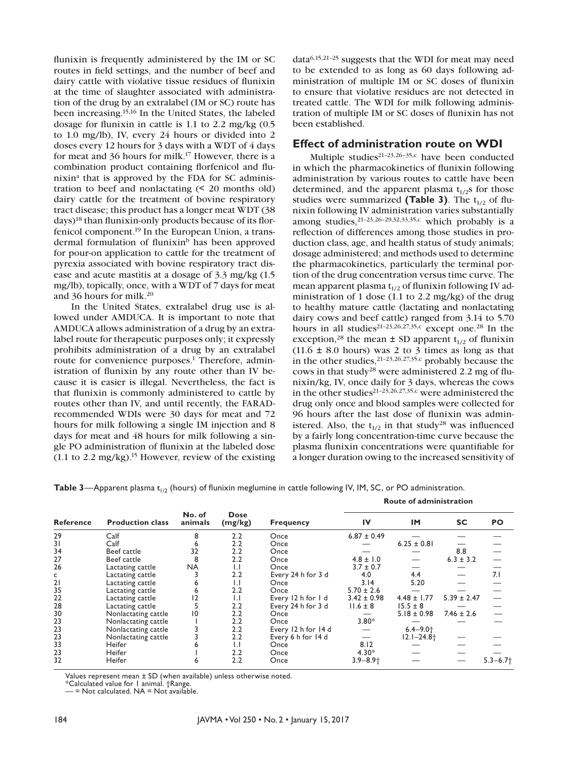flunixin is frequently administered by the IM or SC routes in field settings, and the number of beef and dairy cattle with violative tissue residues of flunixin at the time of slaughter associated with administration of the drug by an extralabel (IM or SC) route has been increasing.[15,16] In the United States, the labeled dosage for flunixin in cattle is 1.1 to 2.2 mg/kg (0.5 to 1.0 mg/lb), IV, every 24 hours or divided into 2 doses every 12 hours for 3 days with a WDT of 4 days for meat and 36 hours for milk.[17] However, there is a combination product containing florfenicol and flunixin[a] that is approved by the FDA for SC administration to beef and nonlactating (< 20 months old) dairy cattle for the treatment of bovine respiratory tract disease; this product has a longer meat WDT (38 days)[18] than flunixin-only products because of its florfenicol component.[19] In the European Union, a transdermal formulation of flunixin[b] has been approved for pour-on application to cattle for the treatment of pyrexia associated with bovine respiratory tract disease and acute mastitis at a dosage of 3.3 mg/kg (1.5 mg/lb), topically, once, with a WDT of 7 days for meat and 36 hours for milk.[20]

In the United States, extralabel drug use is allowed under AMDUCA. It is important to note that AMDUCA allows administration of a drug by an extralabel route for therapeutic purposes only; it expressly prohibits administration of a drug by an extralabel route for convenience purposes.[1] Therefore, administration of flunixin by any route other than IV because it is easier is illegal. Nevertheless, the fact is that flunixin is commonly administered to cattle by routes other than IV, and until recently, the FARAD-recommended WDIs were 30 days for meat and 72 hours for milk following a single IM injection and 8 days for meat and 48 hours for milk following a single PO administration of flunixin at the labeled dose (1.1 to 2.2 mg/kg).[15] However, review of the existing data[6,15,21–25] suggests that the WDI for meat may need to be extended to as long as 60 days following administration of multiple IM or SC doses of flunixin to ensure that violative residues are not detected in treated cattle. The WDI for milk following administration of multiple IM or SC doses of flunixin has not been established.

## Effect of administration route on WDI

Multiple studies[21–23,26–35,c] have been conducted in which the pharmacokinetics of flunixin following administration by various routes to cattle have been determined, and the apparent plasma $t_{1/2}$s for those studies were summarized **(Table 3)**. The $t_{1/2}$ of flunixin following IV administration varies substantially among studies,[21–23,26–29,32,33,35,c] which probably is a reflection of differences among those studies in production class, age, and health status of study animals; dosage administered; and methods used to determine the pharmacokinetics, particularly the terminal portion of the drug concentration versus time curve. The mean apparent plasma $t_{1/2}$ of flunixin following IV administration of 1 dose (1.1 to 2.2 mg/kg) of the drug to healthy mature cattle (lactating and nonlactating dairy cows and beef cattle) ranged from 3.14 to 5.70 hours in all studies[21–23,26,27,35,c] except one.[28] In the exception,[28] the mean ± SD apparent $t_{1/2}$ of flunixin (11.6 ± 8.0 hours) was 2 to 3 times as long as that in the other studies,[21–23,26,27,35,c] probably because the cows in that study[28] were administered 2.2 mg of flunixin/kg, IV, once daily for 3 days, whereas the cows in the other studies[21–23,26,27,35,c] were administered the drug only once and blood samples were collected for 96 hours after the last dose of flunixin was administered. Also, the $t_{1/2}$ in that study[28] was influenced by a fairly long concentration-time curve because the plasma flunixin concentrations were quantifiable for a longer duration owing to the increased sensitivity of

**Table 3**—Apparent plasma $t_{1/2}$ (hours) of flunixin meglumine in cattle following IV, IM, SC, or PO administration.

| Reference | Production class | No. of animals | Dose (mg/kg) | Frequency | Route of administration | | | |
|---|---|---|---|---|---|---|---|---|
| | | | | | IV | IM | SC | PO |
| 29 | Calf | 8 | 2.2 | Once | 6.87 ± 0.49 | — | — | — |
| 31 | Calf | 6 | 2.2 | Once | — | 6.25 ± 0.81 | — | — |
| 34 | Beef cattle | 32 | 2.2 | Once | — | — | 8.8 | — |
| 27 | Beef cattle | 8 | 2.2 | Once | 4.8 ± 1.0 | — | 6.3 ± 3.2 | — |
| 26 | Lactating cattle | NA | 1.1 | Once | 3.7 ± 0.7 | — | — | — |
| c | Lactating cattle | 3 | 2.2 | Every 24 h for 3 d | 4.0 | 4.4 | — | 7.1 |
| 21 | Lactating cattle | 6 | 1.1 | Once | 3.14 | 5.20 | — | — |
| 35 | Lactating cattle | 6 | 2.2 | Once | 5.70 ± 2.6 | — | — | — |
| 22 | Lactating cattle | 12 | 1.1 | Every 12 h for 1 d | 3.42 ± 0.98 | 4.48 ± 1.77 | 5.39 ± 2.47 | — |
| 28 | Lactating cattle | 5 | 2.2 | Every 24 h for 3 d | 11.6 ± 8 | 15.5 ± 8 | — | — |
| 30 | Nonlactating cattle | 10 | 2.2 | Once | — | 5.18 ± 0.98 | 7.46 ± 2.6 | — |
| 23 | Nonlactating cattle | 1 | 2.2 | Once | 3.80* | — | — | — |
| 23 | Nonlactating cattle | 3 | 2.2 | Every 12 h for 14 d | — | 6.4–9.0† | | |
| 23 | Nonlactating cattle | 3 | 2.2 | Every 6 h for 14 d | — | 12.1–24.8† | — | — |
| 33 | Heifer | 6 | 1.1 | Once | 8.12 | — | — | — |
| 23 | Heifer | 1 | 2.2 | Once | 4.30* | — | — | — |
| 32 | Heifer | 6 | 2.2 | Once | 3.9–8.9† | — | — | 5.3–6.7† |

Values represent mean ± SD (when available) unless otherwise noted.
*Calculated value for 1 animal. †Range.
— = Not calculated. NA = Not available.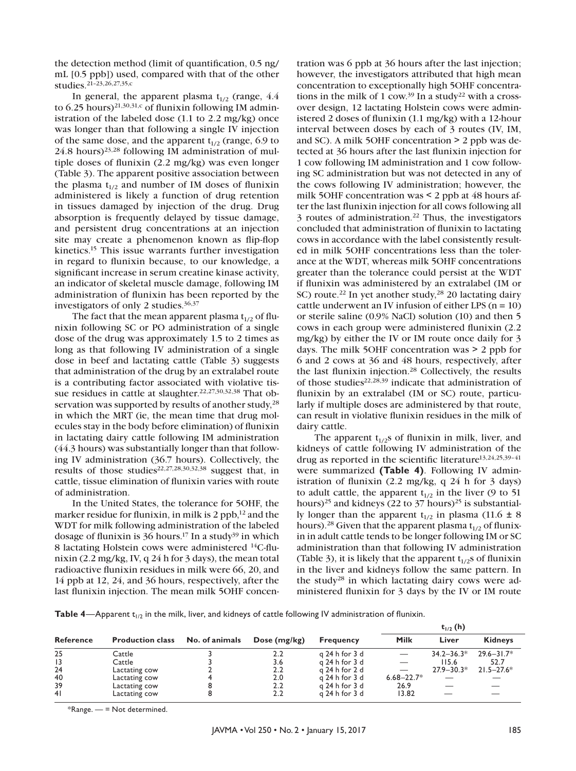the detection method (limit of quantification, 0.5 ng/mL [0.5 ppb]) used, compared with that of the other studies.[21–23,26,27,35,c]

In general, the apparent plasma $t_{1/2}$ (range, 4.4 to 6.25 hours)[21,30,31,c] of flunixin following IM administration of the labeled dose (1.1 to 2.2 mg/kg) once was longer than that following a single IV injection of the same dose, and the apparent $t_{1/2}$ (range, 6.9 to 24.8 hours)[23,28] following IM administration of multiple doses of flunixin (2.2 mg/kg) was even longer (Table 3). The apparent positive association between the plasma $t_{1/2}$ and number of IM doses of flunixin administered is likely a function of drug retention in tissues damaged by injection of the drug. Drug absorption is frequently delayed by tissue damage, and persistent drug concentrations at an injection site may create a phenomenon known as flip-flop kinetics.[15] This issue warrants further investigation in regard to flunixin because, to our knowledge, a significant increase in serum creatine kinase activity, an indicator of skeletal muscle damage, following IM administration of flunixin has been reported by the investigators of only 2 studies.[36,37]

The fact that the mean apparent plasma $t_{1/2}$ of flunixin following SC or PO administration of a single dose of the drug was approximately 1.5 to 2 times as long as that following IV administration of a single dose in beef and lactating cattle (Table 3) suggests that administration of the drug by an extralabel route is a contributing factor associated with violative tissue residues in cattle at slaughter.[22,27,30,32,38] That observation was supported by results of another study,[28] in which the MRT (ie, the mean time that drug molecules stay in the body before elimination) of flunixin in lactating dairy cattle following IM administration (44.3 hours) was substantially longer than that following IV administration (36.7 hours). Collectively, the results of those studies[22,27,28,30,32,38] suggest that, in cattle, tissue elimination of flunixin varies with route of administration.

In the United States, the tolerance for 5OHF, the marker residue for flunixin, in milk is 2 ppb,[12] and the WDT for milk following administration of the labeled dosage of flunixin is 36 hours.[17] In a study[39] in which 8 lactating Holstein cows were administered $^{14}$C-flunixin (2.2 mg/kg, IV, q 24 h for 3 days), the mean total radioactive flunixin residues in milk were 66, 20, and 14 ppb at 12, 24, and 36 hours, respectively, after the last flunixin injection. The mean milk 5OHF concentration was 6 ppb at 36 hours after the last injection; however, the investigators attributed that high mean concentration to exceptionally high 5OHF concentrations in the milk of 1 cow.[39] In a study[22] with a crossover design, 12 lactating Holstein cows were administered 2 doses of flunixin (1.1 mg/kg) with a 12-hour interval between doses by each of 3 routes (IV, IM, and SC). A milk 5OHF concentration > 2 ppb was detected at 36 hours after the last flunixin injection for 1 cow following IM administration and 1 cow following SC administration but was not detected in any of the cows following IV administration; however, the milk 5OHF concentration was < 2 ppb at 48 hours after the last flunixin injection for all cows following all 3 routes of administration.[22] Thus, the investigators concluded that administration of flunixin to lactating cows in accordance with the label consistently resulted in milk 5OHF concentrations less than the tolerance at the WDT, whereas milk 5OHF concentrations greater than the tolerance could persist at the WDT if flunixin was administered by an extralabel (IM or SC) route.[22] In yet another study,[28] 20 lactating dairy cattle underwent an IV infusion of either LPS (n = 10) or sterile saline (0.9% NaCl) solution (10) and then 5 cows in each group were administered flunixin (2.2 mg/kg) by either the IV or IM route once daily for 3 days. The milk 5OHF concentration was > 2 ppb for 6 and 2 cows at 36 and 48 hours, respectively, after the last flunixin injection.[28] Collectively, the results of those studies[22,28,39] indicate that administration of flunixin by an extralabel (IM or SC) route, particularly if multiple doses are administered by that route, can result in violative flunixin residues in the milk of dairy cattle.

The apparent $t_{1/2}$s of flunixin in milk, liver, and kidneys of cattle following IV administration of the drug as reported in the scientific literature[13,24,25,39–41] were summarized **(Table 4)**. Following IV administration of flunixin (2.2 mg/kg, q 24 h for 3 days) to adult cattle, the apparent $t_{1/2}$ in the liver (9 to 51 hours)[25] and kidneys (22 to 37 hours)[25] is substantially longer than the apparent $t_{1/2}$ in plasma (11.6 ± 8 hours).[28] Given that the apparent plasma $t_{1/2}$ of flunixin in adult cattle tends to be longer following IM or SC administration than that following IV administration (Table 3), it is likely that the apparent $t_{1/2}$s of flunixin in the liver and kidneys follow the same pattern. In the study[28] in which lactating dairy cows were administered flunixin for 3 days by the IV or IM route

**Table 4**—Apparent $t_{1/2}$ in the milk, liver, and kidneys of cattle following IV administration of flunixin.

| Reference | Production class | No. of animals | Dose (mg/kg) | Frequency | $t_{1/2}$ (h) | | |
|---|---|---|---|---|---|---|---|
| | | | | | Milk | Liver | Kidneys |
| 25 | Cattle | 3 | 2.2 | q 24 h for 3 d | — | 34.2–36.3* | 29.6–31.7* |
| 13 | Cattle | 3 | 3.6 | q 24 h for 3 d | — | 115.6 | 52.7 |
| 24 | Lactating cow | 2 | 2.2 | q 24 h for 2 d | — | 27.9–30.3* | 21.5–27.6* |
| 40 | Lactating cow | 4 | 2.0 | q 24 h for 3 d | 6.68–22.7* | — | — |
| 39 | Lactating cow | 8 | 2.2 | q 24 h for 3 d | 26.9 | — | — |
| 41 | Lactating cow | 8 | 2.2 | q 24 h for 3 d | 13.82 | — | — |

*Range. — = Not determined.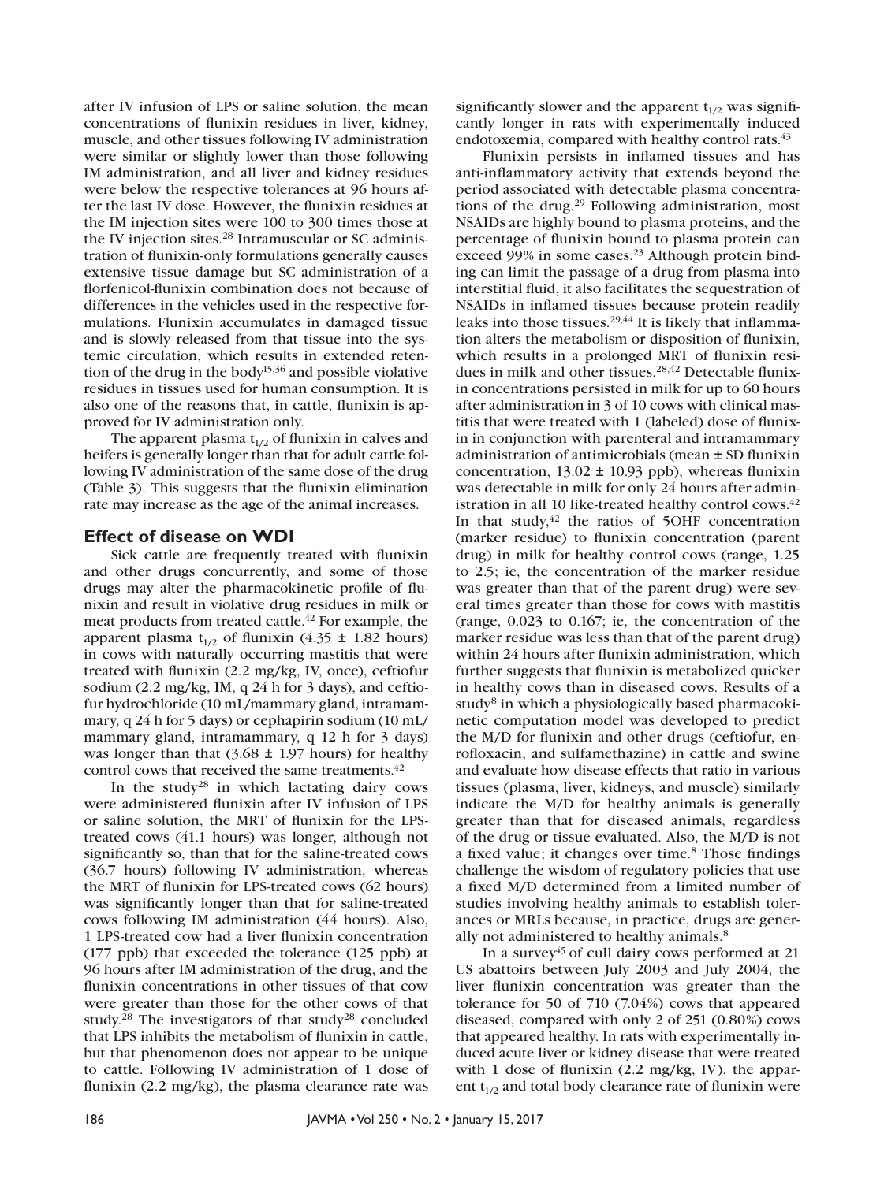after IV infusion of LPS or saline solution, the mean concentrations of flunixin residues in liver, kidney, muscle, and other tissues following IV administration were similar or slightly lower than those following IM administration, and all liver and kidney residues were below the respective tolerances at 96 hours after the last IV dose. However, the flunixin residues at the IM injection sites were 100 to 300 times those at the IV injection sites.[28] Intramuscular or SC administration of flunixin-only formulations generally causes extensive tissue damage but SC administration of a florfenicol-flunixin combination does not because of differences in the vehicles used in the respective formulations. Flunixin accumulates in damaged tissue and is slowly released from that tissue into the systemic circulation, which results in extended retention of the drug in the body[15,36] and possible violative residues in tissues used for human consumption. It is also one of the reasons that, in cattle, flunixin is approved for IV administration only.

The apparent plasma $t_{1/2}$ of flunixin in calves and heifers is generally longer than that for adult cattle following IV administration of the same dose of the drug (Table 3). This suggests that the flunixin elimination rate may increase as the age of the animal increases.

## Effect of disease on WDI

Sick cattle are frequently treated with flunixin and other drugs concurrently, and some of those drugs may alter the pharmacokinetic profile of flunixin and result in violative drug residues in milk or meat products from treated cattle.[42] For example, the apparent plasma $t_{1/2}$ of flunixin (4.35 ± 1.82 hours) in cows with naturally occurring mastitis that were treated with flunixin (2.2 mg/kg, IV, once), ceftiofur sodium (2.2 mg/kg, IM, q 24 h for 3 days), and ceftiofur hydrochloride (10 mL/mammary gland, intramammary, q 24 h for 5 days) or cephapirin sodium (10 mL/mammary gland, intramammary, q 12 h for 3 days) was longer than that (3.68 ± 1.97 hours) for healthy control cows that received the same treatments.[42]

In the study[28] in which lactating dairy cows were administered flunixin after IV infusion of LPS or saline solution, the MRT of flunixin for the LPS-treated cows (41.1 hours) was longer, although not significantly so, than that for the saline-treated cows (36.7 hours) following IV administration, whereas the MRT of flunixin for LPS-treated cows (62 hours) was significantly longer than that for saline-treated cows following IM administration (44 hours). Also, 1 LPS-treated cow had a liver flunixin concentration (177 ppb) that exceeded the tolerance (125 ppb) at 96 hours after IM administration of the drug, and the flunixin concentrations in other tissues of that cow were greater than those for the other cows of that study.[28] The investigators of that study[28] concluded that LPS inhibits the metabolism of flunixin in cattle, but that phenomenon does not appear to be unique to cattle. Following IV administration of 1 dose of flunixin (2.2 mg/kg), the plasma clearance rate was significantly slower and the apparent $t_{1/2}$ was significantly longer in rats with experimentally induced endotoxemia, compared with healthy control rats.[43]

Flunixin persists in inflamed tissues and has anti-inflammatory activity that extends beyond the period associated with detectable plasma concentrations of the drug.[29] Following administration, most NSAIDs are highly bound to plasma proteins, and the percentage of flunixin bound to plasma protein can exceed 99% in some cases.[23] Although protein binding can limit the passage of a drug from plasma into interstitial fluid, it also facilitates the sequestration of NSAIDs in inflamed tissues because protein readily leaks into those tissues.[29,44] It is likely that inflammation alters the metabolism or disposition of flunixin, which results in a prolonged MRT of flunixin residues in milk and other tissues.[28,42] Detectable flunixin concentrations persisted in milk for up to 60 hours after administration in 3 of 10 cows with clinical mastitis that were treated with 1 (labeled) dose of flunixin in conjunction with parenteral and intramammary administration of antimicrobials (mean ± SD flunixin concentration, 13.02 ± 10.93 ppb), whereas flunixin was detectable in milk for only 24 hours after administration in all 10 like-treated healthy control cows.[42] In that study,[42] the ratios of 5OHF concentration (marker residue) to flunixin concentration (parent drug) in milk for healthy control cows (range, 1.25 to 2.5; ie, the concentration of the marker residue was greater than that of the parent drug) were several times greater than those for cows with mastitis (range, 0.023 to 0.167; ie, the concentration of the marker residue was less than that of the parent drug) within 24 hours after flunixin administration, which further suggests that flunixin is metabolized quicker in healthy cows than in diseased cows. Results of a study[8] in which a physiologically based pharmacokinetic computation model was developed to predict the M/D for flunixin and other drugs (ceftiofur, enrofloxacin, and sulfamethazine) in cattle and swine and evaluate how disease effects that ratio in various tissues (plasma, liver, kidneys, and muscle) similarly indicate the M/D for healthy animals is generally greater than that for diseased animals, regardless of the drug or tissue evaluated. Also, the M/D is not a fixed value; it changes over time.[8] Those findings challenge the wisdom of regulatory policies that use a fixed M/D determined from a limited number of studies involving healthy animals to establish tolerances or MRLs because, in practice, drugs are generally not administered to healthy animals.[8]

In a survey[45] of cull dairy cows performed at 21 US abattoirs between July 2003 and July 2004, the liver flunixin concentration was greater than the tolerance for 50 of 710 (7.04%) cows that appeared diseased, compared with only 2 of 251 (0.80%) cows that appeared healthy. In rats with experimentally induced acute liver or kidney disease that were treated with 1 dose of flunixin (2.2 mg/kg, IV), the apparent $t_{1/2}$ and total body clearance rate of flunixin were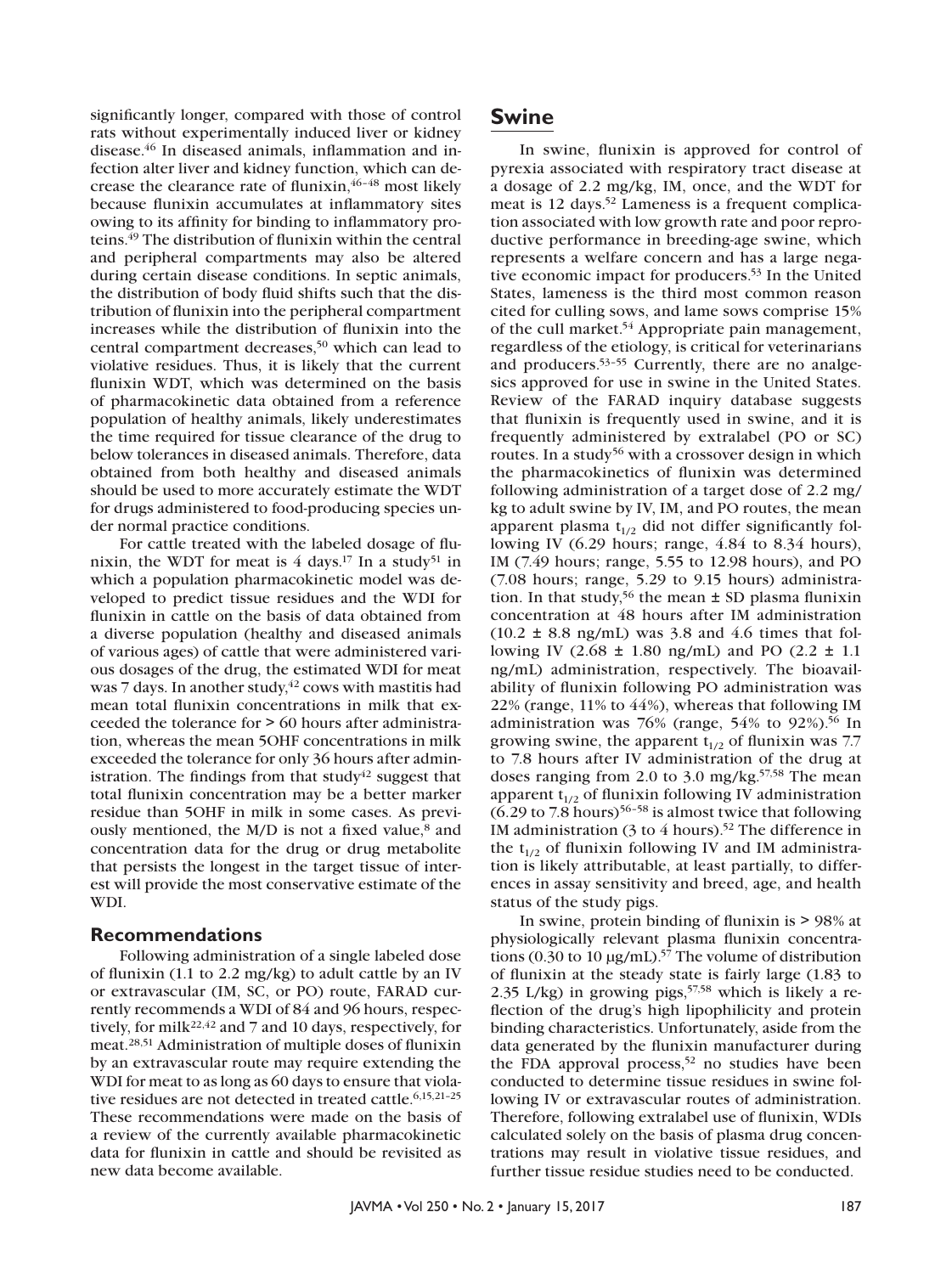significantly longer, compared with those of control rats without experimentally induced liver or kidney disease.[46] In diseased animals, inflammation and infection alter liver and kidney function, which can decrease the clearance rate of flunixin,[46–48] most likely because flunixin accumulates at inflammatory sites owing to its affinity for binding to inflammatory proteins.[49] The distribution of flunixin within the central and peripheral compartments may also be altered during certain disease conditions. In septic animals, the distribution of body fluid shifts such that the distribution of flunixin into the peripheral compartment increases while the distribution of flunixin into the central compartment decreases,[50] which can lead to violative residues. Thus, it is likely that the current flunixin WDT, which was determined on the basis of pharmacokinetic data obtained from a reference population of healthy animals, likely underestimates the time required for tissue clearance of the drug to below tolerances in diseased animals. Therefore, data obtained from both healthy and diseased animals should be used to more accurately estimate the WDT for drugs administered to food-producing species under normal practice conditions.

For cattle treated with the labeled dosage of flunixin, the WDT for meat is 4 days.[17] In a study[51] in which a population pharmacokinetic model was developed to predict tissue residues and the WDI for flunixin in cattle on the basis of data obtained from a diverse population (healthy and diseased animals of various ages) of cattle that were administered various dosages of the drug, the estimated WDI for meat was 7 days. In another study,[42] cows with mastitis had mean total flunixin concentrations in milk that exceeded the tolerance for > 60 hours after administration, whereas the mean 5OHF concentrations in milk exceeded the tolerance for only 36 hours after administration. The findings from that study[42] suggest that total flunixin concentration may be a better marker residue than 5OHF in milk in some cases. As previously mentioned, the M/D is not a fixed value,[8] and concentration data for the drug or drug metabolite that persists the longest in the target tissue of interest will provide the most conservative estimate of the WDI.

### Recommendations

Following administration of a single labeled dose of flunixin (1.1 to 2.2 mg/kg) to adult cattle by an IV or extravascular (IM, SC, or PO) route, FARAD currently recommends a WDI of 84 and 96 hours, respectively, for milk[22,42] and 7 and 10 days, respectively, for meat.[28,51] Administration of multiple doses of flunixin by an extravascular route may require extending the WDI for meat to as long as 60 days to ensure that violative residues are not detected in treated cattle.[6,15,21–25] These recommendations were made on the basis of a review of the currently available pharmacokinetic data for flunixin in cattle and should be revisited as new data become available.

## Swine

In swine, flunixin is approved for control of pyrexia associated with respiratory tract disease at a dosage of 2.2 mg/kg, IM, once, and the WDT for meat is 12 days.[52] Lameness is a frequent complication associated with low growth rate and poor reproductive performance in breeding-age swine, which represents a welfare concern and has a large negative economic impact for producers.[53] In the United States, lameness is the third most common reason cited for culling sows, and lame sows comprise 15% of the cull market.[54] Appropriate pain management, regardless of the etiology, is critical for veterinarians and producers.[53–55] Currently, there are no analgesics approved for use in swine in the United States. Review of the FARAD inquiry database suggests that flunixin is frequently used in swine, and it is frequently administered by extralabel (PO or SC) routes. In a study[56] with a crossover design in which the pharmacokinetics of flunixin was determined following administration of a target dose of 2.2 mg/kg to adult swine by IV, IM, and PO routes, the mean apparent plasma $t_{1/2}$ did not differ significantly following IV (6.29 hours; range, 4.84 to 8.34 hours), IM (7.49 hours; range, 5.55 to 12.98 hours), and PO (7.08 hours; range, 5.29 to 9.15 hours) administration. In that study,[56] the mean ± SD plasma flunixin concentration at 48 hours after IM administration (10.2 ± 8.8 ng/mL) was 3.8 and 4.6 times that following IV (2.68 ± 1.80 ng/mL) and PO (2.2 ± 1.1 ng/mL) administration, respectively. The bioavailability of flunixin following PO administration was 22% (range, 11% to 44%), whereas that following IM administration was 76% (range, 54% to 92%).[56] In growing swine, the apparent $t_{1/2}$ of flunixin was 7.7 to 7.8 hours after IV administration of the drug at doses ranging from 2.0 to 3.0 mg/kg.[57,58] The mean apparent $t_{1/2}$ of flunixin following IV administration (6.29 to 7.8 hours)[56–58] is almost twice that following IM administration (3 to 4 hours).[52] The difference in the $t_{1/2}$ of flunixin following IV and IM administration is likely attributable, at least partially, to differences in assay sensitivity and breed, age, and health status of the study pigs.

In swine, protein binding of flunixin is > 98% at physiologically relevant plasma flunixin concentrations (0.30 to 10 μg/mL).[57] The volume of distribution of flunixin at the steady state is fairly large (1.83 to 2.35 L/kg) in growing pigs,[57,58] which is likely a reflection of the drug's high lipophilicity and protein binding characteristics. Unfortunately, aside from the data generated by the flunixin manufacturer during the FDA approval process,[52] no studies have been conducted to determine tissue residues in swine following IV or extravascular routes of administration. Therefore, following extralabel use of flunixin, WDIs calculated solely on the basis of plasma drug concentrations may result in violative tissue residues, and further tissue residue studies need to be conducted.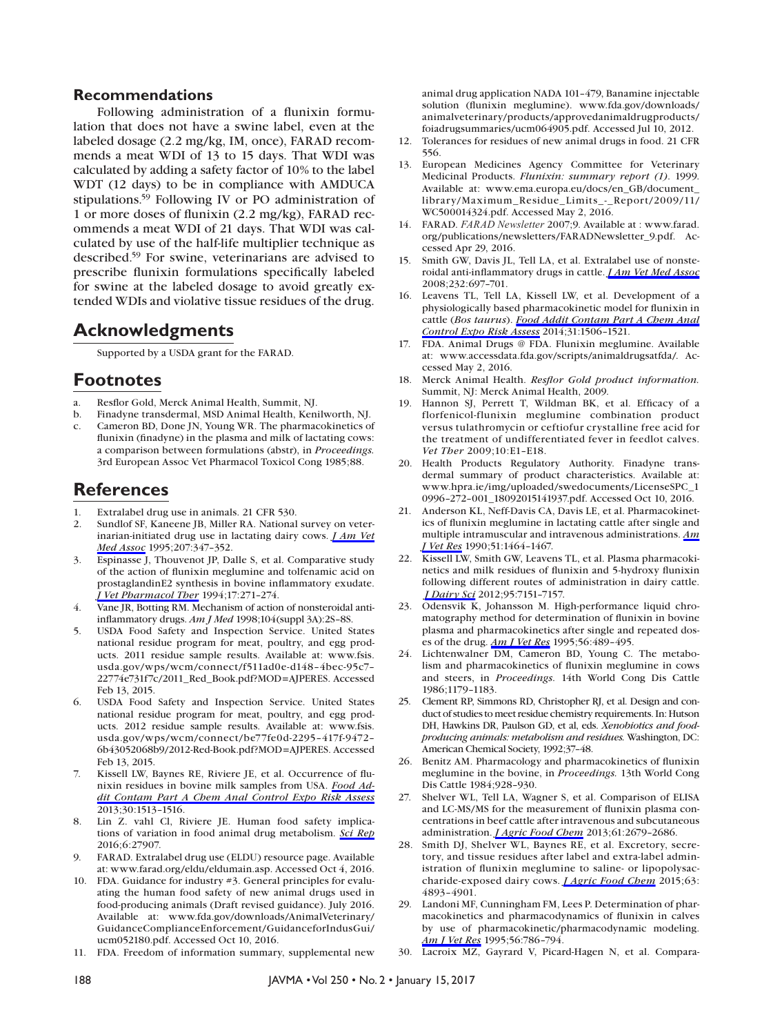## Recommendations

Following administration of a flunixin formulation that does not have a swine label, even at the labeled dosage (2.2 mg/kg, IM, once), FARAD recommends a meat WDI of 13 to 15 days. That WDI was calculated by adding a safety factor of 10% to the label WDT (12 days) to be in compliance with AMDUCA stipulations.[59] Following IV or PO administration of 1 or more doses of flunixin (2.2 mg/kg), FARAD recommends a meat WDI of 21 days. That WDI was calculated by use of the half-life multiplier technique as described.[59] For swine, veterinarians are advised to prescribe flunixin formulations specifically labeled for swine at the labeled dosage to avoid greatly extended WDIs and violative tissue residues of the drug.

## Acknowledgments

Supported by a USDA grant for the FARAD.

## Footnotes

a. Resflor Gold, Merck Animal Health, Summit, NJ.
b. Finadyne transdermal, MSD Animal Health, Kenilworth, NJ.
c. Cameron BD, Done JN, Young WR. The pharmacokinetics of flunixin (finadyne) in the plasma and milk of lactating cows: a comparison between formulations (abstr), in *Proceedings.* 3rd European Assoc Vet Pharmacol Toxicol Cong 1985;88.

## References

1. Extralabel drug use in animals. 21 CFR 530.
2. Sundlof SF, Kaneene JB, Miller RA. National survey on veterinarian-initiated drug use in lactating dairy cows. *J Am Vet Med Assoc* 1995;207:347–352.
3. Espinasse J, Thouvenot JP, Dalle S, et al. Comparative study of the action of flunixin meglumine and tolfenamic acid on prostaglandinE2 synthesis in bovine inflammatory exudate. *J Vet Pharmacol Ther* 1994;17:271–274.
4. Vane JR, Botting RM. Mechanism of action of nonsteroidal anti-inflammatory drugs. *Am J Med* 1998;104(suppl 3A):2S–8S.
5. USDA Food Safety and Inspection Service. United States national residue program for meat, poultry, and egg products. 2011 residue sample results. Available at: www.fsis.usda.gov/wps/wcm/connect/f511ad0e-d148-4bec-95c7-22774e731f7c/2011_Red_Book.pdf?MOD=AJPERES. Accessed Feb 13, 2015.
6. USDA Food Safety and Inspection Service. United States national residue program for meat, poultry, and egg products. 2012 residue sample results. Available at: www.fsis.usda.gov/wps/wcm/connect/be77fe0d-2295-417f-9472-6b43052068b9/2012-Red-Book.pdf?MOD=AJPERES. Accessed Feb 13, 2015.
7. Kissell LW, Baynes RE, Riviere JE, et al. Occurrence of flunixin residues in bovine milk samples from USA. *Food Addit Contam Part A Chem Anal Control Expo Risk Assess* 2013;30:1513–1516.
8. Lin Z. vahl Cl, Riviere JE. Human food safety implications of variation in food animal drug metabolism. *Sci Rep* 2016;6:27907.
9. FARAD. Extralabel drug use (ELDU) resource page. Available at: www.farad.org/eldu/eldumain.asp. Accessed Oct 4, 2016.
10. FDA. Guidance for industry #3. General principles for evaluating the human food safety of new animal drugs used in food-producing animals (Draft revised guidance). July 2016. Available at: www.fda.gov/downloads/AnimalVeterinary/GuidanceComplianceEnforcement/GuidanceforIndusGui/ucm052180.pdf. Accessed Oct 10, 2016.
11. FDA. Freedom of information summary, supplemental new animal drug application NADA 101-479, Banamine injectable solution (flunixin meglumine). www.fda.gov/downloads/animalveterinary/products/approvedanimaldrugproducts/foiadrugsummaries/ucm064905.pdf. Accessed Jul 10, 2012.
12. Tolerances for residues of new animal drugs in food. 21 CFR 556.
13. European Medicines Agency Committee for Veterinary Medicinal Products. *Flunixin: summary report (1).* 1999. Available at: www.ema.europa.eu/docs/en_GB/document_library/Maximum_Residue_Limits_-_Report/2009/11/WC500014324.pdf. Accessed May 2, 2016.
14. FARAD. *FARAD Newsletter* 2007;9. Available at : www.farad.org/publications/newsletters/FARADNewsletter_9.pdf. Accessed Apr 29, 2016.
15. Smith GW, Davis JL, Tell LA, et al. Extralabel use of nonsteroidal anti-inflammatory drugs in cattle. *J Am Vet Med Assoc* 2008;232:697–701.
16. Leavens TL, Tell LA, Kissell LW, et al. Development of a physiologically based pharmacokinetic model for flunixin in cattle (*Bos taurus*). *Food Addit Contam Part A Chem Anal Control Expo Risk Assess* 2014;31:1506–1521.
17. FDA. Animal Drugs @ FDA. Flunixin meglumine. Available at: www.accessdata.fda.gov/scripts/animaldrugsatfda/. Accessed May 2, 2016.
18. Merck Animal Health. *Resflor Gold product information.* Summit, NJ: Merck Animal Health, 2009.
19. Hannon SJ, Perrett T, Wildman BK, et al. Efficacy of a florfenicol-flunixin meglumine combination product versus tulathromycin or ceftiofur crystalline free acid for the treatment of undifferentiated fever in feedlot calves. *Vet Ther* 2009;10:E1–E18.
20. Health Products Regulatory Authority. Finadyne transdermal summary of product characteristics. Available at: www.hpra.ie/img/uploaded/swedocuments/LicenseSPC_10996-272-001_18092015141937.pdf. Accessed Oct 10, 2016.
21. Anderson KL, Neff-Davis CA, Davis LE, et al. Pharmacokinetics of flunixin meglumine in lactating cattle after single and multiple intramuscular and intravenous administrations. *Am J Vet Res* 1990;51:1464–1467.
22. Kissell LW, Smith GW, Leavens TL, et al. Plasma pharmacokinetics and milk residues of flunixin and 5-hydroxy flunixin following different routes of administration in dairy cattle. *J Dairy Sci* 2012;95:7151–7157.
23. Odensvik K, Johansson M. High-performance liquid chromatography method for determination of flunixin in bovine plasma and pharmacokinetics after single and repeated doses of the drug. *Am J Vet Res* 1995;56:489–495.
24. Lichtenwalner DM, Cameron BD, Young C. The metabolism and pharmacokinetics of flunixin meglumine in cows and steers, in *Proceedings.* 14th World Cong Dis Cattle 1986;1179–1183.
25. Clement RP, Simmons RD, Christopher RJ, et al. Design and conduct of studies to meet residue chemistry requirements. In: Hutson DH, Hawkins DR, Paulson GD, et al, eds. *Xenobiotics and food-producing animals: metabolism and residues.* Washington, DC: American Chemical Society, 1992;37–48.
26. Benitz AM. Pharmacology and pharmacokinetics of flunixin meglumine in the bovine, in *Proceedings.* 13th World Cong Dis Cattle 1984;928–930.
27. Shelver WL, Tell LA, Wagner S, et al. Comparison of ELISA and LC-MS/MS for the measurement of flunixin plasma concentrations in beef cattle after intravenous and subcutaneous administration. *J Agric Food Chem* 2013;61:2679–2686.
28. Smith DJ, Shelver WL, Baynes RE, et al. Excretory, secretory, and tissue residues after label and extra-label administration of flunixin meglumine to saline- or lipopolysaccharide-exposed dairy cows. *J Agric Food Chem* 2015;63:4893–4901.
29. Landoni MF, Cunningham FM, Lees P. Determination of pharmacokinetics and pharmacodynamics of flunixin in calves by use of pharmacokinetic/pharmacodynamic modeling. *Am J Vet Res* 1995;56:786–794.
30. Lacroix MZ, Gayrard V, Picard-Hagen N, et al. Compara-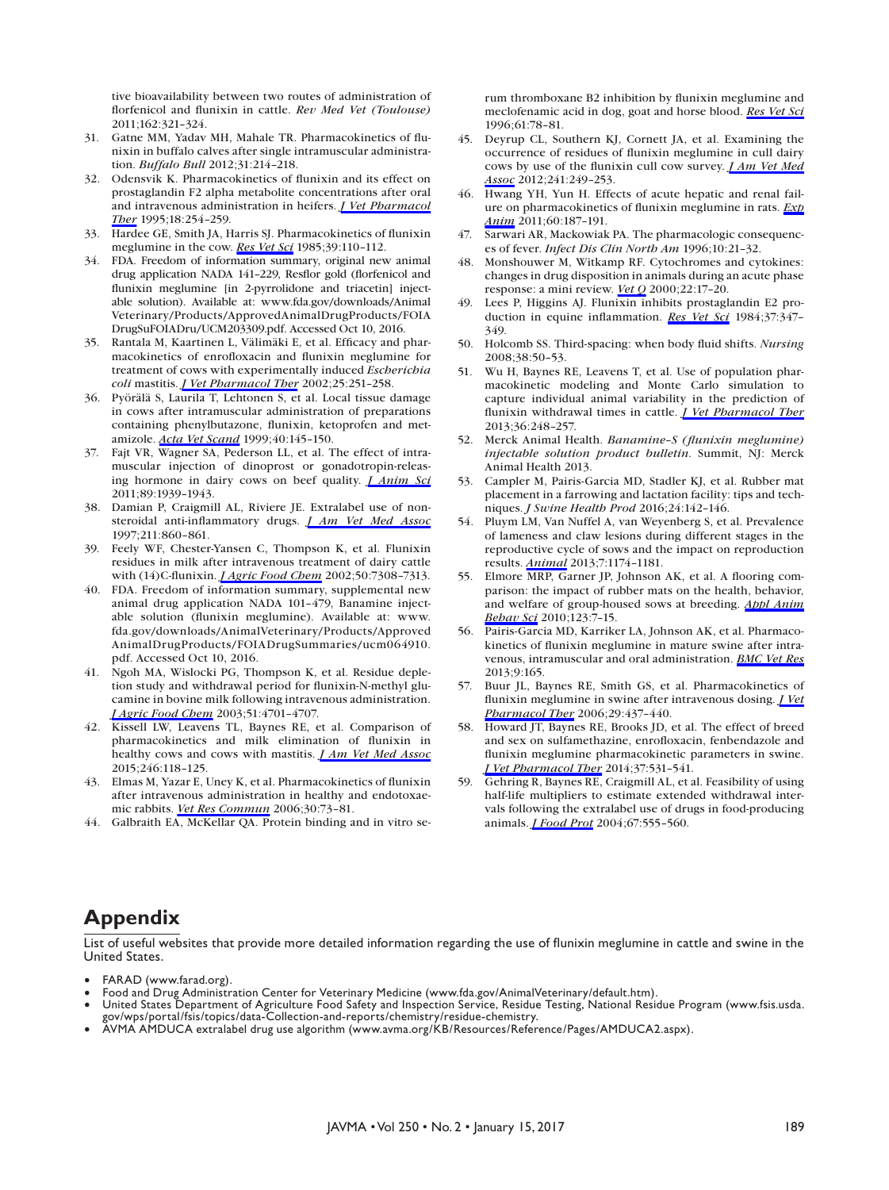tive bioavailability between two routes of administration of florfenicol and flunixin in cattle. *Rev Med Vet (Toulouse)* 2011;162:321–324.

31. Gatne MM, Yadav MH, Mahale TR. Pharmacokinetics of flunixin in buffalo calves after single intramuscular administration. *Buffalo Bull* 2012;31:214–218.
32. Odensvik K. Pharmacokinetics of flunixin and its effect on prostaglandin F2 alpha metabolite concentrations after oral and intravenous administration in heifers. *J Vet Pharmacol Ther* 1995;18:254–259.
33. Hardee GE, Smith JA, Harris SJ. Pharmacokinetics of flunixin meglumine in the cow. *Res Vet Sci* 1985;39:110–112.
34. FDA. Freedom of information summary, original new animal drug application NADA 141–229, Resflor gold (florfenicol and flunixin meglumine [in 2-pyrrolidone and triacetin] injectable solution). Available at: www.fda.gov/downloads/AnimalVeterinary/Products/ApprovedAnimalDrugProducts/FOIADrugSuFOIADru/UCM203309.pdf. Accessed Oct 10, 2016.
35. Rantala M, Kaartinen L, Välimäki E, et al. Efficacy and pharmacokinetics of enrofloxacin and flunixin meglumine for treatment of cows with experimentally induced *Escherichia coli* mastitis. *J Vet Pharmacol Ther* 2002;25:251–258.
36. Pyörälä S, Laurila T, Lehtonen S, et al. Local tissue damage in cows after intramuscular administration of preparations containing phenylbutazone, flunixin, ketoprofen and metamizole. *Acta Vet Scand* 1999;40:145–150.
37. Fajt VR, Wagner SA, Pederson LL, et al. The effect of intramuscular injection of dinoprost or gonadotropin-releasing hormone in dairy cows on beef quality. *J Anim Sci* 2011;89:1939–1943.
38. Damian P, Craigmill AL, Riviere JE. Extralabel use of nonsteroidal anti-inflammatory drugs. *J Am Vet Med Assoc* 1997;211:860–861.
39. Feely WF, Chester-Yansen C, Thompson K, et al. Flunixin residues in milk after intravenous treatment of dairy cattle with (14)C-flunixin. *J Agric Food Chem* 2002;50:7308–7313.
40. FDA. Freedom of information summary, supplemental new animal drug application NADA 101–479, Banamine injectable solution (flunixin meglumine). Available at: www.fda.gov/downloads/AnimalVeterinary/Products/ApprovedAnimalDrugProducts/FOIADrugSummaries/ucm064910.pdf. Accessed Oct 10, 2016.
41. Ngoh MA, Wislocki PG, Thompson K, et al. Residue depletion study and withdrawal period for flunixin-N-methyl glucamine in bovine milk following intravenous administration. *J Agric Food Chem* 2003;51:4701–4707.
42. Kissell LW, Leavens TL, Baynes RE, et al. Comparison of pharmacokinetics and milk elimination of flunixin in healthy cows and cows with mastitis. *J Am Vet Med Assoc* 2015;246:118–125.
43. Elmas M, Yazar E, Uney K, et al. Pharmacokinetics of flunixin after intravenous administration in healthy and endotoxaemic rabbits. *Vet Res Commun* 2006;30:73–81.
44. Galbraith EA, McKellar QA. Protein binding and in vitro serum thromboxane B2 inhibition by flunixin meglumine and meclofenamic acid in dog, goat and horse blood. *Res Vet Sci* 1996;61:78–81.
45. Deyrup CL, Southern KJ, Cornett JA, et al. Examining the occurrence of residues of flunixin meglumine in cull dairy cows by use of the flunixin cull cow survey. *J Am Vet Med Assoc* 2012;241:249–253.
46. Hwang YH, Yun H. Effects of acute hepatic and renal failure on pharmacokinetics of flunixin meglumine in rats. *Exp Anim* 2011;60:187–191.
47. Sarwari AR, Mackowiak PA. The pharmacologic consequences of fever. *Infect Dis Clin North Am* 1996;10:21–32.
48. Monshouwer M, Witkamp RF. Cytochromes and cytokines: changes in drug disposition in animals during an acute phase response: a mini review. *Vet Q* 2000;22:17–20.
49. Lees P, Higgins AJ. Flunixin inhibits prostaglandin E2 production in equine inflammation. *Res Vet Sci* 1984;37:347–349.
50. Holcomb SS. Third-spacing: when body fluid shifts. *Nursing* 2008;38:50–53.
51. Wu H, Baynes RE, Leavens T, et al. Use of population pharmacokinetic modeling and Monte Carlo simulation to capture individual animal variability in the prediction of flunixin withdrawal times in cattle. *J Vet Pharmacol Ther* 2013;36:248–257.
52. Merck Animal Health. *Banamine-S (flunixin meglumine) injectable solution product bulletin*. Summit, NJ: Merck Animal Health 2013.
53. Campler M, Pairis-Garcia MD, Stadler KJ, et al. Rubber mat placement in a farrowing and lactation facility: tips and techniques. *J Swine Health Prod* 2016;24:142–146.
54. Pluym LM, Van Nuffel A, van Weyenberg S, et al. Prevalence of lameness and claw lesions during different stages in the reproductive cycle of sows and the impact on reproduction results. *Animal* 2013;7:1174–1181.
55. Elmore MRP, Garner JP, Johnson AK, et al. A flooring comparison: the impact of rubber mats on the health, behavior, and welfare of group-housed sows at breeding. *Appl Anim Behav Sci* 2010;123:7–15.
56. Pairis-Garcia MD, Karriker LA, Johnson AK, et al. Pharmacokinetics of flunixin meglumine in mature swine after intravenous, intramuscular and oral administration. *BMC Vet Res* 2013;9:165.
57. Buur JL, Baynes RE, Smith GS, et al. Pharmacokinetics of flunixin meglumine in swine after intravenous dosing. *J Vet Pharmacol Ther* 2006;29:437–440.
58. Howard JT, Baynes RE, Brooks JD, et al. The effect of breed and sex on sulfamethazine, enrofloxacin, fenbendazole and flunixin meglumine pharmacokinetic parameters in swine. *J Vet Pharmacol Ther* 2014;37:531–541.
59. Gehring R, Baynes RE, Craigmill AL, et al. Feasibility of using half-life multipliers to estimate extended withdrawal intervals following the extralabel use of drugs in food-producing animals. *J Food Prot* 2004;67:555–560.

# Appendix

List of useful websites that provide more detailed information regarding the use of flunixin meglumine in cattle and swine in the United States.

- FARAD (www.farad.org).
- Food and Drug Administration Center for Veterinary Medicine (www.fda.gov/AnimalVeterinary/default.htm).
- United States Department of Agriculture Food Safety and Inspection Service, Residue Testing, National Residue Program (www.fsis.usda.gov/wps/portal/fsis/topics/data-Collection-and-reports/chemistry/residue-chemistry.
- AVMA AMDUCA extralabel drug use algorithm (www.avma.org/KB/Resources/Reference/Pages/AMDUCA2.aspx).